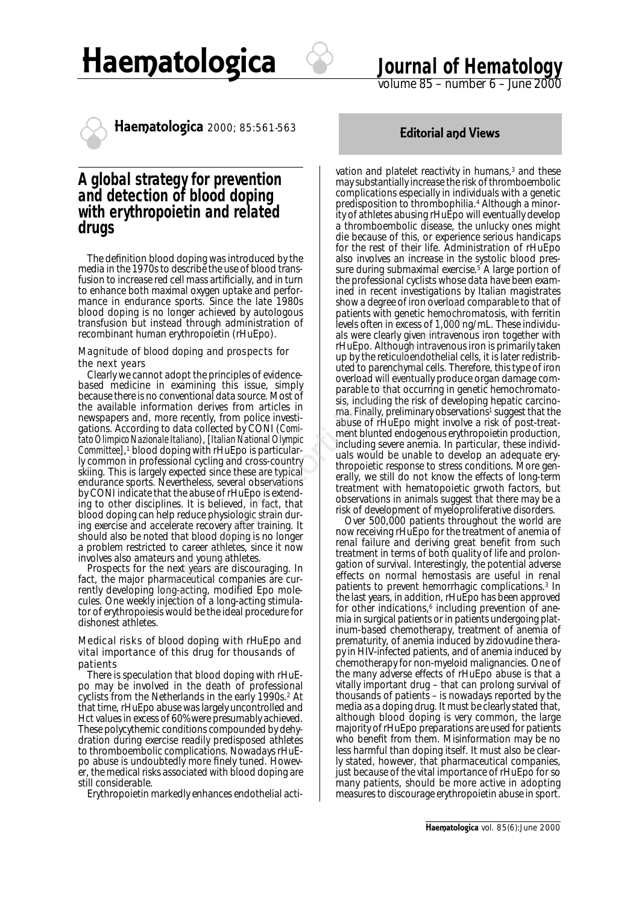**Editorial and Views**

# A global strategy for prevention and detection of blood doping with erythropoietin and related drugs

The definition blood doping was introduced by the media in the 1970s to describe the use of blood transfusion to increase red cell mass artificially, and in turn to enhance both maximal oxygen uptake and performance in endurance sports. Since the late 1980s blood doping is no longer achieved by autologous transfusion but instead through administration of recombinant human erythropoietin (rHuEpo).

## Magnitude of blood doping and prospects for the next years

Clearly we cannot adopt the principles of evidence-based medicine in examining this issue, simply because there is no conventional data source. Most of the available information derives from articles in newspapers and, more recently, from police investigations. According to data collected by CONI (*Comitato Olimpico Nazionale Italiano*), [*Italian National Olympic Committee*],[1] blood doping with rHuEpo is particularly common in professional cycling and cross-country skiing. This is largely expected since these are typical endurance sports. Nevertheless, several observations by CONI indicate that the abuse of rHuEpo is extending to other disciplines. It is believed, in fact, that blood doping can help reduce physiologic strain during exercise and accelerate recovery after training. It should also be noted that blood doping is no longer a problem restricted to career athletes, since it now involves also amateurs and young athletes.

Prospects for the next years are discouraging. In fact, the major pharmaceutical companies are currently developing long-acting, modified Epo molecules. One weekly injection of a long-acting stimulator of erythropoiesis would be the ideal procedure for dishonest athletes.

## Medical risks of blood doping with rHuEpo and vital importance of this drug for thousands of patients

There is speculation that blood doping with rHuEpo may be involved in the death of professional cyclists from the Netherlands in the early 1990s.[2] At that time, rHuEpo abuse was largely uncontrolled and Hct values in excess of 60% were presumably achieved. These polycythemic conditions compounded by dehydration during exercise readily predisposed athletes to thromboembolic complications. Nowadays rHuEpo abuse is undoubtedly more finely tuned. However, the medical risks associated with blood doping are still considerable.

Erythropoietin markedly enhances endothelial activation and platelet reactivity in humans,[3] and these may substantially increase the risk of thromboembolic complications especially in individuals with a genetic predisposition to thrombophilia.[4] Although a minority of athletes abusing rHuEpo will eventually develop a thromboembolic disease, the unlucky ones might die because of this, or experience serious handicaps for the rest of their life. Administration of rHuEpo also involves an increase in the systolic blood pressure during submaximal exercise.[5] A large portion of the professional cyclists whose data have been examined in recent investigations by Italian magistrates show a degree of iron overload comparable to that of patients with genetic hemochromatosis, with ferritin levels often in excess of 1,000 ng/mL. These individuals were clearly given intravenous iron together with rHuEpo. Although intravenous iron is primarily taken up by the reticuloendothelial cells, it is later redistributed to parenchymal cells. Therefore, this type of iron overload will eventually produce organ damage comparable to that occurring in genetic hemochromatosis, including the risk of developing hepatic carcinoma. Finally, preliminary observations[1] suggest that the abuse of rHuEpo might involve a risk of post-treatment blunted endogenous erythropoietin production, including severe anemia. In particular, these individuals would be unable to develop an adequate erythropoietic response to stress conditions. More generally, we still do not know the effects of long-term treatment with hematopoietic grwoth factors, but observations in animals suggest that there may be a risk of development of myeloproliferative disorders.

Over 500,000 patients throughout the world are now receiving rHuEpo for the treatment of anemia of renal failure and deriving great benefit from such treatment in terms of both quality of life and prolongation of survival. Interestingly, the potential adverse effects on normal hemostasis are useful in renal patients to prevent hemorrhagic complications.[3] In the last years, in addition, rHuEpo has been approved for other indications,[6] including prevention of anemia in surgical patients or in patients undergoing platinum-based chemotherapy, treatment of anemia of prematurity, of anemia induced by zidovudine therapy in HIV-infected patients, and of anemia induced by chemotherapy for non-myeloid malignancies. One of the many adverse effects of rHuEpo abuse is that a vitally important drug – that can prolong survival of thousands of patients – is nowadays reported by the media as a doping drug. It must be clearly stated that, although blood doping is very common, the large majority of rHuEpo preparations are used for patients who benefit from them. Misinformation may be no less harmful than doping itself. It must also be clearly stated, however, that pharmaceutical companies, just because of the vital importance of rHuEpo for so many patients, should be more active in adopting measures to discourage erythropoietin abuse in sport.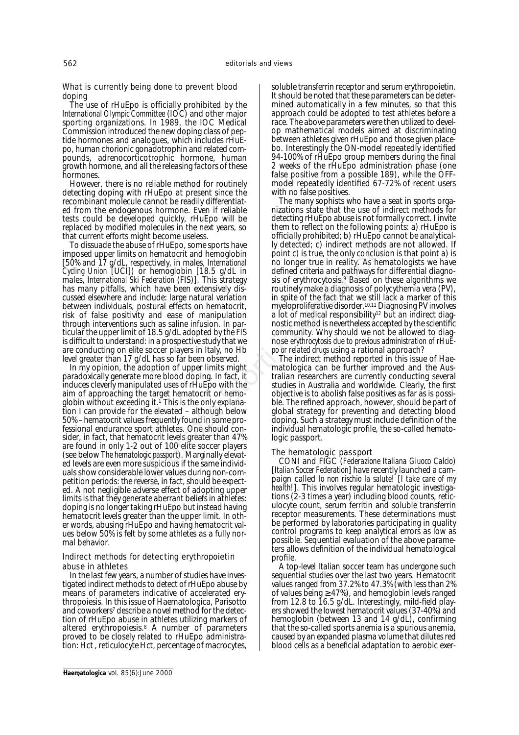### What is currently being done to prevent blood doping

The use of rHuEpo is officially prohibited by the *International Olympic Committee* (IOC) and other major sporting organizations. In 1989, the IOC Medical Commission introduced the new doping class of peptide hormones and analogues, which includes rHuEpo, human chorionic gonadotrophin and related compounds, adrenocorticotrophic hormone, human growth hormone, and all the releasing factors of these hormones.

However, there is no reliable method for routinely detecting doping with rHuEpo at present since the recombinant molecule cannot be readily differentiated from the endogenous hormone. Even if reliable tests could be developed quickly, rHuEpo will be replaced by modified molecules in the next years, so that current efforts might become useless.

To dissuade the abuse of rHuEpo, some sports have imposed upper limits on hematocrit and hemoglobin [50% and 17 g/dL, respectively, in males, *International Cycling Union* [UCI]) or hemoglobin [18.5 g/dL in males, *International Ski Federation* (FIS)]. This strategy has many pitfalls, which have been extensively discussed elsewhere and include: large natural variation between individuals, postural effects on hematocrit, risk of false positivity and ease of manipulation through interventions such as saline infusion. In particular the upper limit of 18.5 g/dL adopted by the FIS is difficult to understand: in a prospective study that we are conducting on elite soccer players in Italy, no Hb level greater than 17 g/dL has so far been observed.

In my opinion, the adoption of upper limits might paradoxically generate more blood doping. In fact, it induces cleverly manipulated uses of rHuEpo with the aim of approaching the target hematocrit or hemoglobin without exceeding it.[1] This is the only explanation I can provide for the elevated – although below 50% – hematocrit values frequently found in some professional endurance sport athletes. One should consider, in fact, that hematocrit levels greater than 47% are found in only 1-2 out of 100 elite soccer players (see below *The hematologic passport*). Marginally elevated levels are even more suspicious if the same individuals show considerable lower values during non-competition periods: the reverse, in fact, should be expected. A not negligible adverse effect of adopting upper limits is that they generate aberrant beliefs in athletes: doping is no longer taking rHuEpo but instead having hematocrit levels greater than the upper limit. In other words, abusing rHuEpo and having hematocrit values below 50% is felt by some athletes as a fully normal behavior.

### Indirect methods for detecting erythropoietin abuse in athletes

In the last few years, a number of studies have investigated indirect methods to detect of rHuEpo abuse by means of parameters indicative of accelerated erythropoiesis. In this issue of Haematologica, Parisotto and coworkers[7] describe a novel method for the detection of rHuEpo abuse in athletes utilizing markers of altered erythropoiesis.[8] A number of parameters proved to be closely related to rHuEpo administration: Hct , reticulocyte Hct, percentage of macrocytes, soluble transferrin receptor and serum erythropoietin. It should be noted that these parameters can be determined automatically in a few minutes, so that this approach could be adopted to test athletes before a race. The above parameters were then utilized to develop mathematical models aimed at discriminating between athletes given rHuEpo and those given placebo. Interestingly the ON-model repeatedly identified 94-100% of rHuEpo group members during the final 2 weeks of the rHuEpo administration phase (one false positive from a possible 189), while the OFF-model repeatedly identified 67-72% of recent users with no false positives.

The many sophists who have a seat in sports organizations state that the use of indirect methods for detecting rHuEpo abuse is not formally correct. I invite them to reflect on the following points: a) rHuEpo is officially prohibited; b) rHuEpo cannot be analytically detected; c) indirect methods are not allowed. If point c) is true, the only conclusion is that point a) is no longer true in reality. As hematologists we have defined criteria and pathways for differential diagnosis of erythrocytosis.[9] Based on these algorithms we routinely make a diagnosis of polycythemia vera (PV), in spite of the fact that we still lack a marker of this myeloproliferative disorder.[10,11] Diagnosing PV involves a lot of medical responsibility[12] but an indirect diagnostic method is nevertheless accepted by the scientific community. Why should we not be allowed to diagnose *erythrocytosis due to previous administration of rHuEpo or related drugs* using a rational approach?

The indirect method reported in this issue of Haematologica can be further improved and the Australian researchers are currently conducting several studies in Australia and worldwide. Clearly, the first objective is to abolish false positives as far as is possible. The refined approach, however, should be part of global strategy for preventing and detecting blood doping. Such a strategy must include definition of the individual hematologic profile, the so-called hematologic passport.

### The hematologic passport

CONI and FIGC (*Federazione Italiana Giuoco Calcio*) [*Italian Soccer Federation*] have recently launched a campaign called *Io non rischio la salute!* [*I take care of my health!*]. This involves regular hematologic investigations (2-3 times a year) including blood counts, reticulocyte count, serum ferritin and soluble transferrin receptor measurements. These determinations must be performed by laboratories participating in quality control programs to keep analytical errors as low as possible. Sequential evaluation of the above parameters allows definition of the individual hematological profile.

A top-level Italian soccer team has undergone such sequential studies over the last two years. Hematocrit values ranged from 37.2% to 47.3% (with less than 2% of values being ≥47%), and hemoglobin levels ranged from 12.8 to 16.5 g/dL. Interestingly, mild-field players showed the lowest hematocrit values (37-40%) and hemoglobin (between 13 and 14 g/dL), confirming that the so-called sports anemia is a spurious anemia, caused by an expanded plasma volume that dilutes red blood cells as a beneficial adaptation to aerobic exer-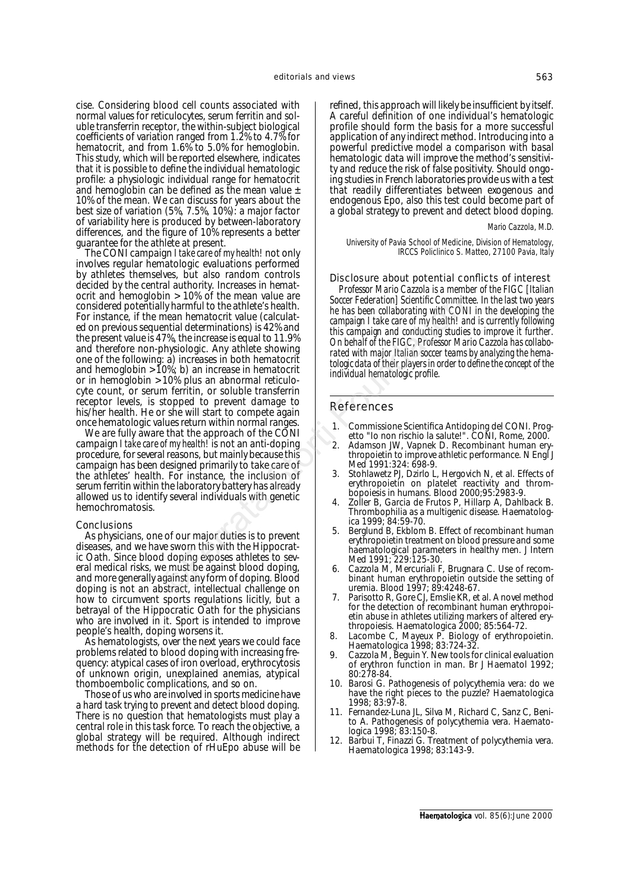cise. Considering blood cell counts associated with normal values for reticulocytes, serum ferritin and soluble transferrin receptor, the within-subject biological coefficients of variation ranged from 1.2% to 4.7% for hematocrit, and from 1.6% to 5.0% for hemoglobin. This study, which will be reported elsewhere, indicates that it is possible to define the individual hematologic profile: a physiologic individual range for hematocrit and hemoglobin can be defined as the mean value ± 10% of the mean. We can discuss for years about the best size of variation (5%, 7.5%, 10%): a major factor of variability here is produced by between-laboratory differences, and the figure of 10% represents a better guarantee for the athlete at present.

The CONI campaign *I take care of my health!* not only involves regular hematologic evaluations performed by athletes themselves, but also random controls decided by the central authority. Increases in hematocrit and hemoglobin >10% of the mean value are considered potentially harmful to the athlete's health. For instance, if the mean hematocrit value (calculated on previous sequential determinations) is 42% and the present value is 47%, the increase is equal to 11.9% and therefore non-physiologic. Any athlete showing one of the following: a) increases in both hematocrit and hemoglobin >10%; b) an increase in hematocrit or in hemoglobin >10% plus an abnormal reticulocyte count, or serum ferritin, or soluble transferrin receptor levels, is stopped to prevent damage to his/her health. He or she will start to compete again once hematologic values return within normal ranges.

We are fully aware that the approach of the CONI campaign *I take care of my health!* is not an anti-doping procedure, for several reasons, but mainly because this campaign has been designed primarily to take care of the athletes' health. For instance, the inclusion of serum ferritin within the laboratory battery has already allowed us to identify several individuals with genetic hemochromatosis.

## Conclusions

As physicians, one of our major duties is to prevent diseases, and we have sworn this with the Hippocratic Oath. Since blood doping exposes athletes to several medical risks, we must be against blood doping, and more generally against any form of doping. Blood doping is not an abstract, intellectual challenge on how to circumvent sports regulations licitly, but a betrayal of the Hippocratic Oath for the physicians who are involved in it. Sport is intended to improve people's health, doping worsens it.

As hematologists, over the next years we could face problems related to blood doping with increasing frequency: atypical cases of iron overload, erythrocytosis of unknown origin, unexplained anemias, atypical thomboembolic complications, and so on.

Those of us who are involved in sports medicine have a hard task trying to prevent and detect blood doping. There is no question that hematologists must play a central role in this task force. To reach the objective, a global strategy will be required. Although indirect methods for the detection of rHuEpo abuse will be refined, this approach will likely be insufficient by itself. A careful definition of one individual's hematologic profile should form the basis for a more successful application of any indirect method. Introducing into a powerful predictive model a comparison with basal hematologic data will improve the method's sensitivity and reduce the risk of false positivity. Should ongoing studies in French laboratories provide us with a test that readily differentiates between exogenous and endogenous Epo, also this test could become part of a global strategy to prevent and detect blood doping.

*Mario Cazzola, M.D.*

*University of Pavia School of Medicine, Division of Hematology, IRCCS Policlinico S. Matteo, 27100 Pavia, Italy*

## Disclosure about potential conflicts of interest

*Professor Mario Cazzola is a member of the FIGC [Italian Soccer Federation] Scientific Committee. In the last two years he has been collaborating with CONI in the developing the campaign I take care of my health! and is currently following this campaign and conducting studies to improve it further. On behalf of the FIGC, Professor Mario Cazzola has collaborated with major Italian soccer teams by analyzing the hematologic data of their players in order to define the concept of the individual hematologic profile.*

## References

1. Commissione Scientifica Antidoping del CONI. Progetto "Io non rischio la salute!". CONI, Rome, 2000.
2. Adamson JW, Vapnek D. Recombinant human erythropoietin to improve athletic performance. N Engl J Med 1991:324: 698-9.
3. Stohlawetz PJ, Dzirlo L, Hergovich N, et al. Effects of erythropoietin on platelet reactivity and thrombopoiesis in humans. Blood 2000;95:2983-9.
4. Zoller B, Garcia de Frutos P, Hillarp A, Dahlback B. Thrombophilia as a multigenic disease. Haematologica 1999; 84:59-70.
5. Berglund B, Ekblom B. Effect of recombinant human erythropoietin treatment on blood pressure and some haematological parameters in healthy men. J Intern Med 1991; 229:125-30.
6. Cazzola M, Mercuriali F, Brugnara C. Use of recombinant human erythropoietin outside the setting of uremia. Blood 1997; 89:4248-67.
7. Parisotto R, Gore CJ, Emslie KR, et al. A novel method for the detection of recombinant human erythropoietin abuse in athletes utilizing markers of altered erythropoiesis. Haematologica 2000; 85:564-72.
8. Lacombe C, Mayeux P. Biology of erythropoietin. Haematologica 1998; 83:724-32.
9. Cazzola M, Beguin Y. New tools for clinical evaluation of erythron function in man. Br J Haematol 1992; 80:278-84.
10. Barosi G. Pathogenesis of polycythemia vera: do we have the right pieces to the puzzle? Haematologica 1998; 83:97-8.
11. Fernandez-Luna JL, Silva M, Richard C, Sanz C, Benito A. Pathogenesis of polycythemia vera. Haematologica 1998; 83:150-8.
12. Barbui T, Finazzi G. Treatment of polycythemia vera. Haematologica 1998; 83:143-9.